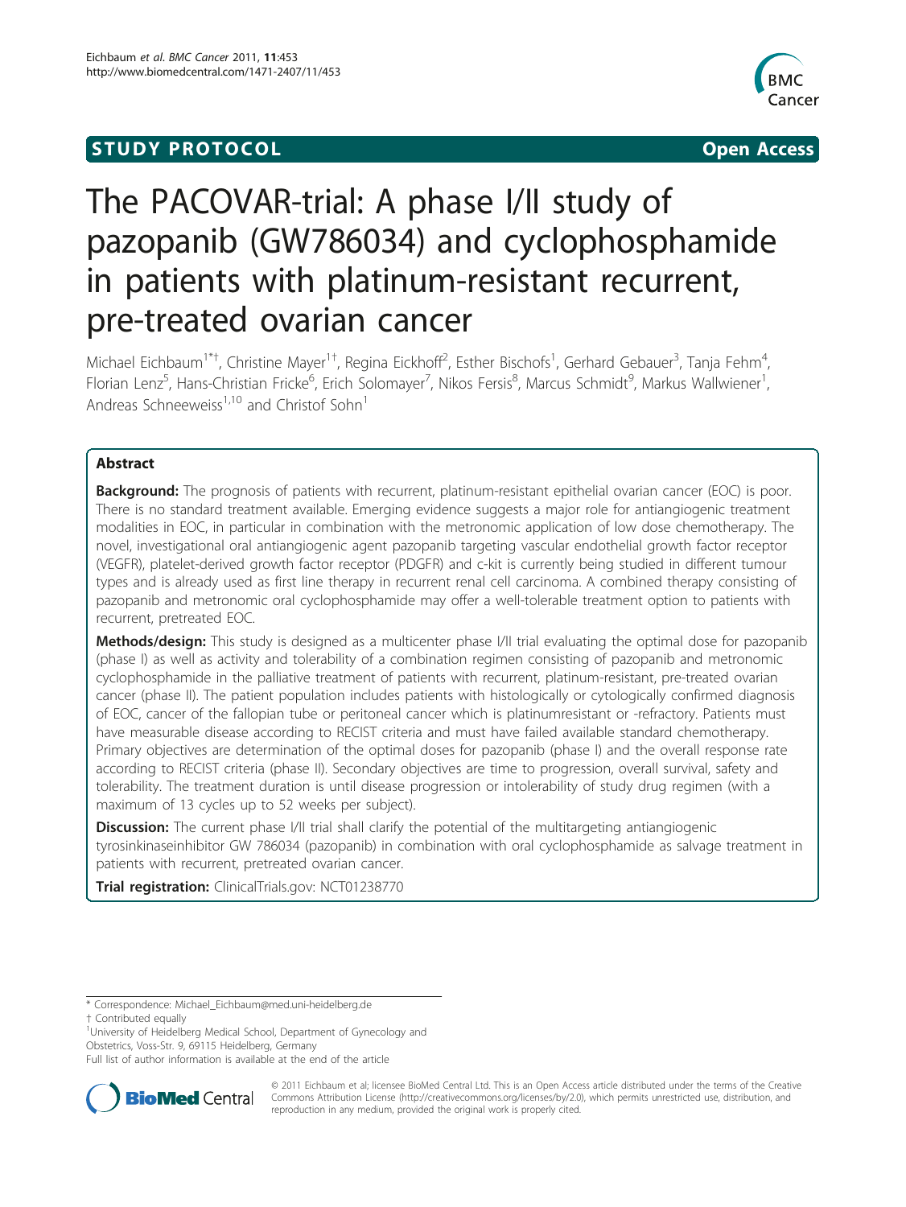**STUDY PROTOCOL** **Open Access**

# The PACOVAR-trial: A phase I/II study of pazopanib (GW786034) and cyclophosphamide in patients with platinum-resistant recurrent, pre-treated ovarian cancer

Michael Eichbaum[1*†], Christine Mayer[1†], Regina Eickhoff[2], Esther Bischofs[1], Gerhard Gebauer[3], Tanja Fehm[4], Florian Lenz[5], Hans-Christian Fricke[6], Erich Solomayer[7], Nikos Fersis[8], Marcus Schmidt[9], Markus Wallwiener[1], Andreas Schneeweiss[1,10] and Christof Sohn[1]

## Abstract

**Background:** The prognosis of patients with recurrent, platinum-resistant epithelial ovarian cancer (EOC) is poor. There is no standard treatment available. Emerging evidence suggests a major role for antiangiogenic treatment modalities in EOC, in particular in combination with the metronomic application of low dose chemotherapy. The novel, investigational oral antiangiogenic agent pazopanib targeting vascular endothelial growth factor receptor (VEGFR), platelet-derived growth factor receptor (PDGFR) and c-kit is currently being studied in different tumour types and is already used as first line therapy in recurrent renal cell carcinoma. A combined therapy consisting of pazopanib and metronomic oral cyclophosphamide may offer a well-tolerable treatment option to patients with recurrent, pretreated EOC.

**Methods/design:** This study is designed as a multicenter phase I/II trial evaluating the optimal dose for pazopanib (phase I) as well as activity and tolerability of a combination regimen consisting of pazopanib and metronomic cyclophosphamide in the palliative treatment of patients with recurrent, platinum-resistant, pre-treated ovarian cancer (phase II). The patient population includes patients with histologically or cytologically confirmed diagnosis of EOC, cancer of the fallopian tube or peritoneal cancer which is platinumresistant or -refractory. Patients must have measurable disease according to RECIST criteria and must have failed available standard chemotherapy. Primary objectives are determination of the optimal doses for pazopanib (phase I) and the overall response rate according to RECIST criteria (phase II). Secondary objectives are time to progression, overall survival, safety and tolerability. The treatment duration is until disease progression or intolerability of study drug regimen (with a maximum of 13 cycles up to 52 weeks per subject).

**Discussion:** The current phase I/II trial shall clarify the potential of the multitargeting antiangiogenic tyrosinkinaseinhibitor GW 786034 (pazopanib) in combination with oral cyclophosphamide as salvage treatment in patients with recurrent, pretreated ovarian cancer.

**Trial registration:** ClinicalTrials.gov: NCT01238770

---

\* Correspondence: Michael_Eichbaum@med.uni-heidelberg.de

† Contributed equally

[1]University of Heidelberg Medical School, Department of Gynecology and Obstetrics, Voss-Str. 9, 69115 Heidelberg, Germany

Full list of author information is available at the end of the article

© 2011 Eichbaum et al; licensee BioMed Central Ltd. This is an Open Access article distributed under the terms of the Creative Commons Attribution License (http://creativecommons.org/licenses/by/2.0), which permits unrestricted use, distribution, and reproduction in any medium, provided the original work is properly cited.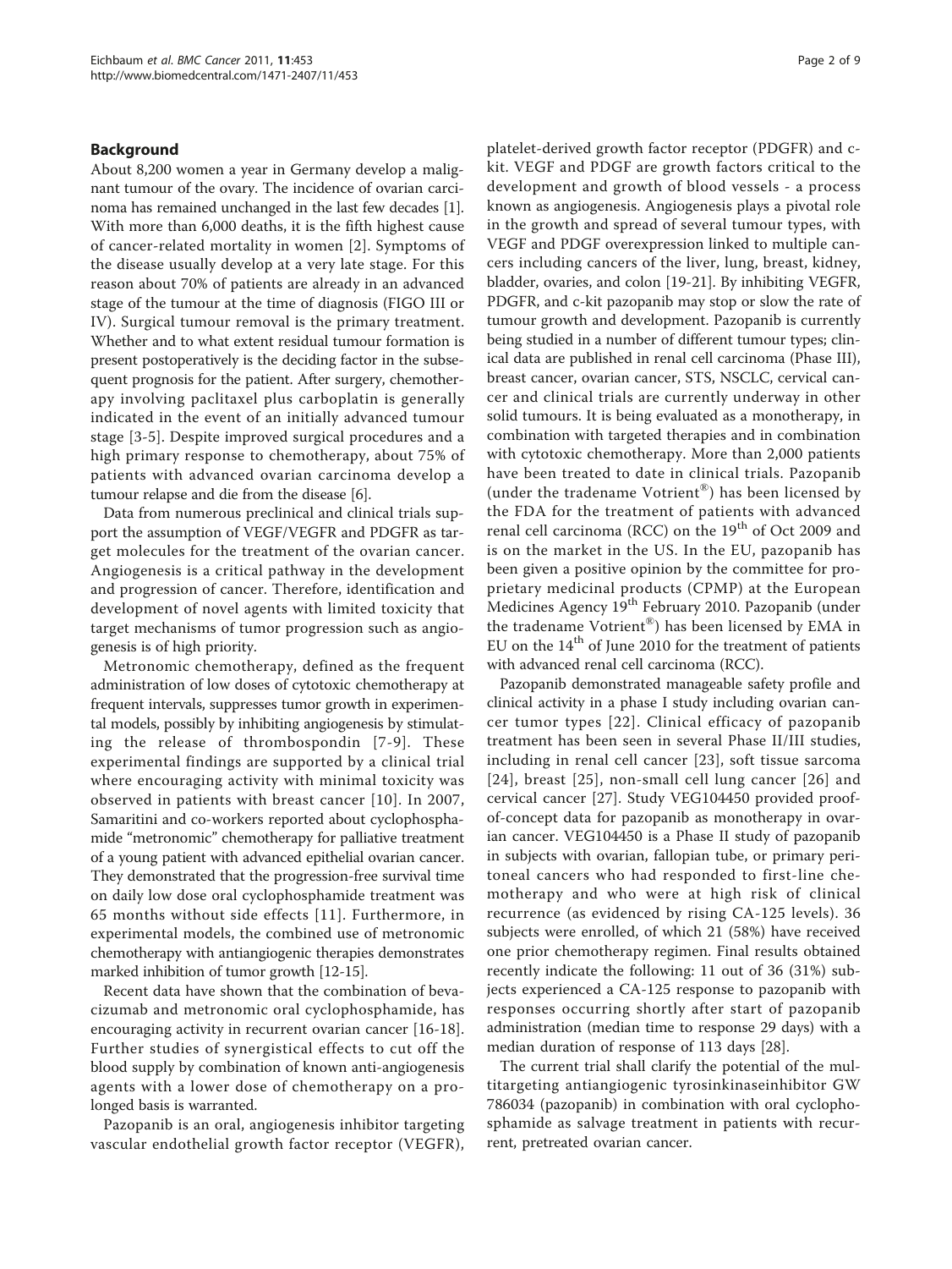## Background

About 8,200 women a year in Germany develop a malignant tumour of the ovary. The incidence of ovarian carcinoma has remained unchanged in the last few decades [1]. With more than 6,000 deaths, it is the fifth highest cause of cancer-related mortality in women [2]. Symptoms of the disease usually develop at a very late stage. For this reason about 70% of patients are already in an advanced stage of the tumour at the time of diagnosis (FIGO III or IV). Surgical tumour removal is the primary treatment. Whether and to what extent residual tumour formation is present postoperatively is the deciding factor in the subsequent prognosis for the patient. After surgery, chemotherapy involving paclitaxel plus carboplatin is generally indicated in the event of an initially advanced tumour stage [3-5]. Despite improved surgical procedures and a high primary response to chemotherapy, about 75% of patients with advanced ovarian carcinoma develop a tumour relapse and die from the disease [6].

Data from numerous preclinical and clinical trials support the assumption of VEGF/VEGFR and PDGFR as target molecules for the treatment of the ovarian cancer. Angiogenesis is a critical pathway in the development and progression of cancer. Therefore, identification and development of novel agents with limited toxicity that target mechanisms of tumor progression such as angiogenesis is of high priority.

Metronomic chemotherapy, defined as the frequent administration of low doses of cytotoxic chemotherapy at frequent intervals, suppresses tumor growth in experimental models, possibly by inhibiting angiogenesis by stimulating the release of thrombospondin [7-9]. These experimental findings are supported by a clinical trial where encouraging activity with minimal toxicity was observed in patients with breast cancer [10]. In 2007, Samaritini and co-workers reported about cyclophosphamide "metronomic" chemotherapy for palliative treatment of a young patient with advanced epithelial ovarian cancer. They demonstrated that the progression-free survival time on daily low dose oral cyclophosphamide treatment was 65 months without side effects [11]. Furthermore, in experimental models, the combined use of metronomic chemotherapy with antiangiogenic therapies demonstrates marked inhibition of tumor growth [12-15].

Recent data have shown that the combination of bevacizumab and metronomic oral cyclophosphamide, has encouraging activity in recurrent ovarian cancer [16-18]. Further studies of synergistical effects to cut off the blood supply by combination of known anti-angiogenesis agents with a lower dose of chemotherapy on a prolonged basis is warranted.

Pazopanib is an oral, angiogenesis inhibitor targeting vascular endothelial growth factor receptor (VEGFR), platelet-derived growth factor receptor (PDGFR) and c-kit. VEGF and PDGF are growth factors critical to the development and growth of blood vessels - a process known as angiogenesis. Angiogenesis plays a pivotal role in the growth and spread of several tumour types, with VEGF and PDGF overexpression linked to multiple cancers including cancers of the liver, lung, breast, kidney, bladder, ovaries, and colon [19-21]. By inhibiting VEGFR, PDGFR, and c-kit pazopanib may stop or slow the rate of tumour growth and development. Pazopanib is currently being studied in a number of different tumour types; clinical data are published in renal cell carcinoma (Phase III), breast cancer, ovarian cancer, STS, NSCLC, cervical cancer and clinical trials are currently underway in other solid tumours. It is being evaluated as a monotherapy, in combination with targeted therapies and in combination with cytotoxic chemotherapy. More than 2,000 patients have been treated to date in clinical trials. Pazopanib (under the tradename Votrient®) has been licensed by the FDA for the treatment of patients with advanced renal cell carcinoma (RCC) on the 19th of Oct 2009 and is on the market in the US. In the EU, pazopanib has been given a positive opinion by the committee for proprietary medicinal products (CPMP) at the European Medicines Agency 19th February 2010. Pazopanib (under the tradename Votrient®) has been licensed by EMA in EU on the 14th of June 2010 for the treatment of patients with advanced renal cell carcinoma (RCC).

Pazopanib demonstrated manageable safety profile and clinical activity in a phase I study including ovarian cancer tumor types [22]. Clinical efficacy of pazopanib treatment has been seen in several Phase II/III studies, including in renal cell cancer [23], soft tissue sarcoma [24], breast [25], non-small cell lung cancer [26] and cervical cancer [27]. Study VEG104450 provided proof-of-concept data for pazopanib as monotherapy in ovarian cancer. VEG104450 is a Phase II study of pazopanib in subjects with ovarian, fallopian tube, or primary peritoneal cancers who had responded to first-line chemotherapy and who were at high risk of clinical recurrence (as evidenced by rising CA-125 levels). 36 subjects were enrolled, of which 21 (58%) have received one prior chemotherapy regimen. Final results obtained recently indicate the following: 11 out of 36 (31%) subjects experienced a CA-125 response to pazopanib with responses occurring shortly after start of pazopanib administration (median time to response 29 days) with a median duration of response of 113 days [28].

The current trial shall clarify the potential of the multitargeting antiangiogenic tyrosinkinaseinhibitor GW 786034 (pazopanib) in combination with oral cyclophosphamide as salvage treatment in patients with recurrent, pretreated ovarian cancer.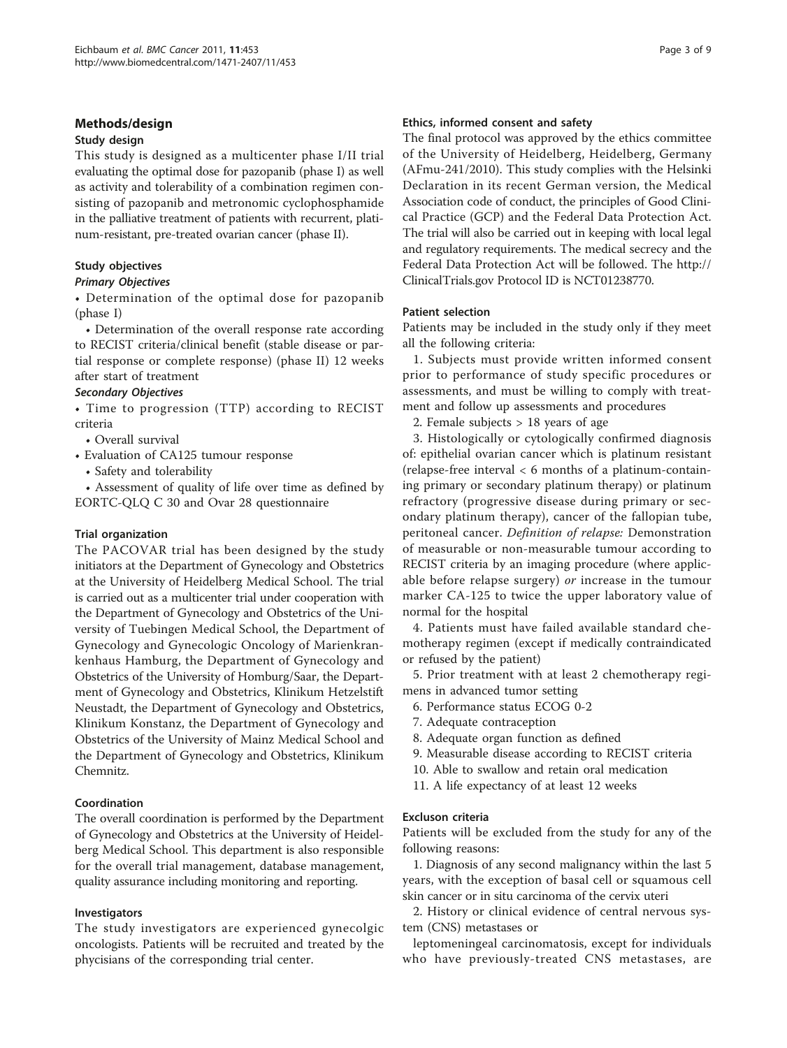## Methods/design

### Study design

This study is designed as a multicenter phase I/II trial evaluating the optimal dose for pazopanib (phase I) as well as activity and tolerability of a combination regimen consisting of pazopanib and metronomic cyclophosphamide in the palliative treatment of patients with recurrent, platinum-resistant, pre-treated ovarian cancer (phase II).

### Study objectives

#### *Primary Objectives*

- Determination of the optimal dose for pazopanib (phase I)
- Determination of the overall response rate according to RECIST criteria/clinical benefit (stable disease or partial response or complete response) (phase II) 12 weeks after start of treatment

#### *Secondary Objectives*

- Time to progression (TTP) according to RECIST criteria
- Overall survival
- Evaluation of CA125 tumour response
- Safety and tolerability
- Assessment of quality of life over time as defined by EORTC-QLQ C 30 and Ovar 28 questionnaire

### Trial organization

The PACOVAR trial has been designed by the study initiators at the Department of Gynecology and Obstetrics at the University of Heidelberg Medical School. The trial is carried out as a multicenter trial under cooperation with the Department of Gynecology and Obstetrics of the University of Tuebingen Medical School, the Department of Gynecology and Gynecologic Oncology of Marienkrankenhaus Hamburg, the Department of Gynecology and Obstetrics of the University of Homburg/Saar, the Department of Gynecology and Obstetrics, Klinikum Hetzelstift Neustadt, the Department of Gynecology and Obstetrics, Klinikum Konstanz, the Department of Gynecology and Obstetrics of the University of Mainz Medical School and the Department of Gynecology and Obstetrics, Klinikum Chemnitz.

### Coordination

The overall coordination is performed by the Department of Gynecology and Obstetrics at the University of Heidelberg Medical School. This department is also responsible for the overall trial management, database management, quality assurance including monitoring and reporting.

### Investigators

The study investigators are experienced gynecolgic oncologists. Patients will be recruited and treated by the phycisians of the corresponding trial center.

### Ethics, informed consent and safety

The final protocol was approved by the ethics committee of the University of Heidelberg, Heidelberg, Germany (AFmu-241/2010). This study complies with the Helsinki Declaration in its recent German version, the Medical Association code of conduct, the principles of Good Clinical Practice (GCP) and the Federal Data Protection Act. The trial will also be carried out in keeping with local legal and regulatory requirements. The medical secrecy and the Federal Data Protection Act will be followed. The http://ClinicalTrials.gov Protocol ID is NCT01238770.

### Patient selection

Patients may be included in the study only if they meet all the following criteria:

1. Subjects must provide written informed consent prior to performance of study specific procedures or assessments, and must be willing to comply with treatment and follow up assessments and procedures
2. Female subjects > 18 years of age
3. Histologically or cytologically confirmed diagnosis of: epithelial ovarian cancer which is platinum resistant (relapse-free interval < 6 months of a platinum-containing primary or secondary platinum therapy) or platinum refractory (progressive disease during primary or secondary platinum therapy), cancer of the fallopian tube, peritoneal cancer. *Definition of relapse:* Demonstration of measurable or non-measurable tumour according to RECIST criteria by an imaging procedure (where applicable before relapse surgery) *or* increase in the tumour marker CA-125 to twice the upper laboratory value of normal for the hospital
4. Patients must have failed available standard chemotherapy regimen (except if medically contraindicated or refused by the patient)
5. Prior treatment with at least 2 chemotherapy regimens in advanced tumor setting
6. Performance status ECOG 0-2
7. Adequate contraception
8. Adequate organ function as defined
9. Measurable disease according to RECIST criteria
10. Able to swallow and retain oral medication
11. A life expectancy of at least 12 weeks

### Excluson criteria

Patients will be excluded from the study for any of the following reasons:

1. Diagnosis of any second malignancy within the last 5 years, with the exception of basal cell or squamous cell skin cancer or in situ carcinoma of the cervix uteri
2. History or clinical evidence of central nervous system (CNS) metastases or

leptomeningeal carcinomatosis, except for individuals who have previously-treated CNS metastases, are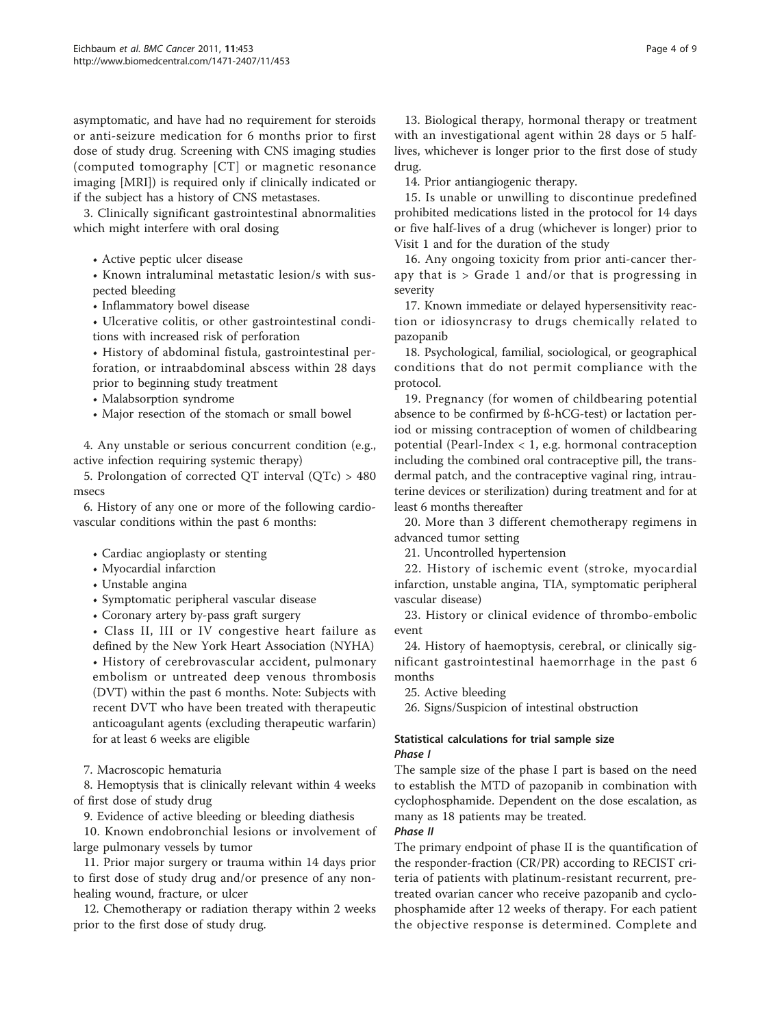asymptomatic, and have had no requirement for steroids or anti-seizure medication for 6 months prior to first dose of study drug. Screening with CNS imaging studies (computed tomography [CT] or magnetic resonance imaging [MRI]) is required only if clinically indicated or if the subject has a history of CNS metastases.

3. Clinically significant gastrointestinal abnormalities which might interfere with oral dosing

- Active peptic ulcer disease
- Known intraluminal metastatic lesion/s with suspected bleeding
- Inflammatory bowel disease
- Ulcerative colitis, or other gastrointestinal conditions with increased risk of perforation
- History of abdominal fistula, gastrointestinal perforation, or intraabdominal abscess within 28 days prior to beginning study treatment
- Malabsorption syndrome
- Major resection of the stomach or small bowel

4. Any unstable or serious concurrent condition (e.g., active infection requiring systemic therapy)

5. Prolongation of corrected QT interval (QTc) > 480 msecs

6. History of any one or more of the following cardiovascular conditions within the past 6 months:

- Cardiac angioplasty or stenting
- Myocardial infarction
- Unstable angina
- Symptomatic peripheral vascular disease
- Coronary artery by-pass graft surgery
- Class II, III or IV congestive heart failure as defined by the New York Heart Association (NYHA)
- History of cerebrovascular accident, pulmonary embolism or untreated deep venous thrombosis (DVT) within the past 6 months. Note: Subjects with recent DVT who have been treated with therapeutic anticoagulant agents (excluding therapeutic warfarin) for at least 6 weeks are eligible

7. Macroscopic hematuria

8. Hemoptysis that is clinically relevant within 4 weeks of first dose of study drug

9. Evidence of active bleeding or bleeding diathesis

10. Known endobronchial lesions or involvement of large pulmonary vessels by tumor

11. Prior major surgery or trauma within 14 days prior to first dose of study drug and/or presence of any non-healing wound, fracture, or ulcer

12. Chemotherapy or radiation therapy within 2 weeks prior to the first dose of study drug.

13. Biological therapy, hormonal therapy or treatment with an investigational agent within 28 days or 5 half-lives, whichever is longer prior to the first dose of study drug.

14. Prior antiangiogenic therapy.

15. Is unable or unwilling to discontinue predefined prohibited medications listed in the protocol for 14 days or five half-lives of a drug (whichever is longer) prior to Visit 1 and for the duration of the study

16. Any ongoing toxicity from prior anti-cancer therapy that is > Grade 1 and/or that is progressing in severity

17. Known immediate or delayed hypersensitivity reaction or idiosyncrasy to drugs chemically related to pazopanib

18. Psychological, familial, sociological, or geographical conditions that do not permit compliance with the protocol.

19. Pregnancy (for women of childbearing potential absence to be confirmed by ß-hCG-test) or lactation period or missing contraception of women of childbearing potential (Pearl-Index < 1, e.g. hormonal contraception including the combined oral contraceptive pill, the transdermal patch, and the contraceptive vaginal ring, intrauterine devices or sterilization) during treatment and for at least 6 months thereafter

20. More than 3 different chemotherapy regimens in advanced tumor setting

21. Uncontrolled hypertension

22. History of ischemic event (stroke, myocardial infarction, unstable angina, TIA, symptomatic peripheral vascular disease)

23. History or clinical evidence of thrombo-embolic event

24. History of haemoptysis, cerebral, or clinically significant gastrointestinal haemorrhage in the past 6 months

25. Active bleeding

26. Signs/Suspicion of intestinal obstruction

### Statistical calculations for trial sample size

#### *Phase I*

The sample size of the phase I part is based on the need to establish the MTD of pazopanib in combination with cyclophosphamide. Dependent on the dose escalation, as many as 18 patients may be treated.

#### *Phase II*

The primary endpoint of phase II is the quantification of the responder-fraction (CR/PR) according to RECIST criteria of patients with platinum-resistant recurrent, pretreated ovarian cancer who receive pazopanib and cyclophosphamide after 12 weeks of therapy. For each patient the objective response is determined. Complete and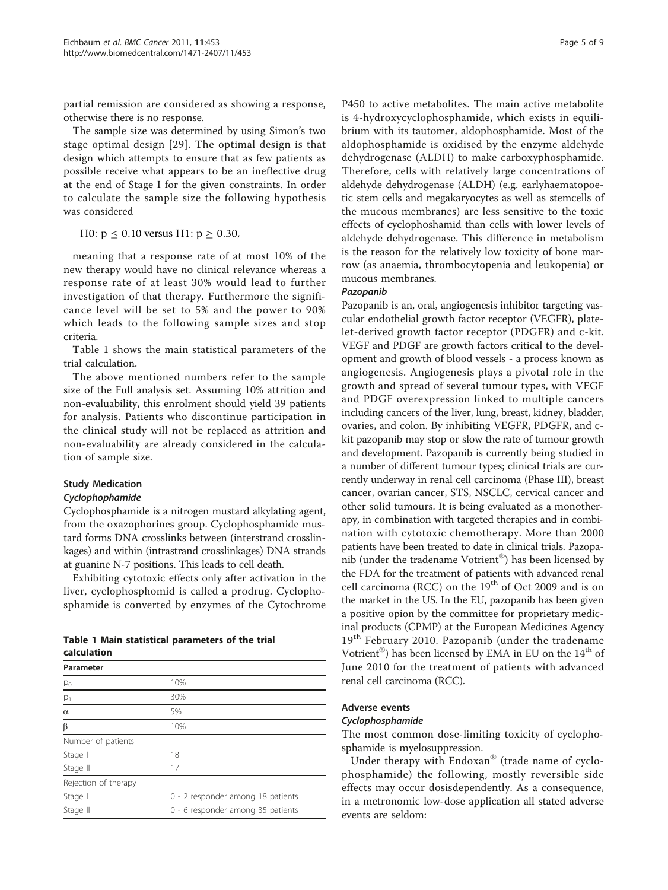partial remission are considered as showing a response, otherwise there is no response.

The sample size was determined by using Simon's two stage optimal design [29]. The optimal design is that design which attempts to ensure that as few patients as possible receive what appears to be an ineffective drug at the end of Stage I for the given constraints. In order to calculate the sample size the following hypothesis was considered

H0: $p \leq 0.10$ versus H1: $p \geq 0.30$,

meaning that a response rate of at most 10% of the new therapy would have no clinical relevance whereas a response rate of at least 30% would lead to further investigation of that therapy. Furthermore the significance level will be set to 5% and the power to 90% which leads to the following sample sizes and stop criteria.

Table 1 shows the main statistical parameters of the trial calculation.

The above mentioned numbers refer to the sample size of the Full analysis set. Assuming 10% attrition and non-evaluability, this enrolment should yield 39 patients for analysis. Patients who discontinue participation in the clinical study will not be replaced as attrition and non-evaluability are already considered in the calculation of sample size.

**Table 1 Main statistical parameters of the trial calculation**

| Parameter | |
|---|---|
| $p_0$ | 10% |
| $p_1$ | 30% |
| $\alpha$ | 5% |
| $\beta$ | 10% |
| Number of patients | |
| Stage I | 18 |
| Stage II | 17 |
| Rejection of therapy | |
| Stage I | 0 - 2 responder among 18 patients |
| Stage II | 0 - 6 responder among 35 patients |

### Study Medication

#### *Cyclophophamide*

Cyclophosphamide is a nitrogen mustard alkylating agent, from the oxazophorines group. Cyclophosphamide mustard forms DNA crosslinks between (interstrand crosslinkages) and within (intrastrand crosslinkages) DNA strands at guanine N-7 positions. This leads to cell death.

Exhibiting cytotoxic effects only after activation in the liver, cyclophosphomid is called a prodrug. Cyclophosphamide is converted by enzymes of the Cytochrome P450 to active metabolites. The main active metabolite is 4-hydroxycyclophosphamide, which exists in equilibrium with its tautomer, aldophosphamide. Most of the aldophosphamide is oxidised by the enzyme aldehyde dehydrogenase (ALDH) to make carboxyphosphamide. Therefore, cells with relatively large concentrations of aldehyde dehydrogenase (ALDH) (e.g. earlyhaematopoetic stem cells and megakaryocytes as well as stemcells of the mucous membranes) are less sensitive to the toxic effects of cyclophoshamid than cells with lower levels of aldehyde dehydrogenase. This difference in metabolism is the reason for the relatively low toxicity of bone marrow (as anaemia, thrombocytopenia and leukopenia) or mucous membranes.

#### *Pazopanib*

Pazopanib is an, oral, angiogenesis inhibitor targeting vascular endothelial growth factor receptor (VEGFR), platelet-derived growth factor receptor (PDGFR) and c-kit. VEGF and PDGF are growth factors critical to the development and growth of blood vessels - a process known as angiogenesis. Angiogenesis plays a pivotal role in the growth and spread of several tumour types, with VEGF and PDGF overexpression linked to multiple cancers including cancers of the liver, lung, breast, kidney, bladder, ovaries, and colon. By inhibiting VEGFR, PDGFR, and c-kit pazopanib may stop or slow the rate of tumour growth and development. Pazopanib is currently being studied in a number of different tumour types; clinical trials are currently underway in renal cell carcinoma (Phase III), breast cancer, ovarian cancer, STS, NSCLC, cervical cancer and other solid tumours. It is being evaluated as a monotherapy, in combination with targeted therapies and in combination with cytotoxic chemotherapy. More than 2000 patients have been treated to date in clinical trials. Pazopanib (under the tradename Votrient®) has been licensed by the FDA for the treatment of patients with advanced renal cell carcinoma (RCC) on the 19th of Oct 2009 and is on the market in the US. In the EU, pazopanib has been given a positive opion by the committee for proprietary medicinal products (CPMP) at the European Medicines Agency 19th February 2010. Pazopanib (under the tradename Votrient®) has been licensed by EMA in EU on the 14th of June 2010 for the treatment of patients with advanced renal cell carcinoma (RCC).

### Adverse events

#### *Cyclophosphamide*

The most common dose-limiting toxicity of cyclophosphamide is myelosuppression.

Under therapy with Endoxan® (trade name of cyclophosphamide) the following, mostly reversible side effects may occur dosisdependently. As a consequence, in a metronomic low-dose application all stated adverse events are seldom: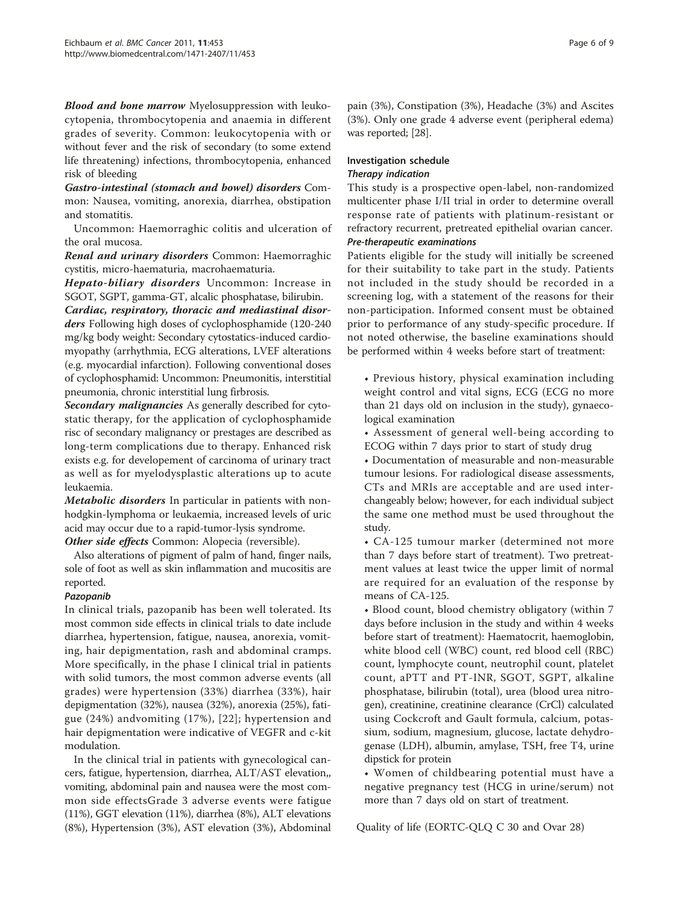***Blood and bone marrow*** Myelosuppression with leukocytopenia, thrombocytopenia and anaemia in different grades of severity. Common: leukocytopenia with or without fever and the risk of secondary (to some extend life threatening) infections, thrombocytopenia, enhanced risk of bleeding

***Gastro-intestinal (stomach and bowel) disorders*** Common: Nausea, vomiting, anorexia, diarrhea, obstipation and stomatitis.

Uncommon: Haemorraghic colitis and ulceration of the oral mucosa.

***Renal and urinary disorders*** Common: Haemorraghic cystitis, micro-haematuria, macrohaematuria.

***Hepato-biliary disorders*** Uncommon: Increase in SGOT, SGPT, gamma-GT, alcalic phosphatase, bilirubin.

***Cardiac, respiratory, thoracic and mediastinal disorders*** Following high doses of cyclophosphamide (120-240 mg/kg body weight: Secondary cytostatics-induced cardiomyopathy (arrhythmia, ECG alterations, LVEF alterations (e.g. myocardial infarction). Following conventional doses of cyclophosphamid: Uncommon: Pneumonitis, interstitial pneumonia, chronic interstitial lung firbrosis.

***Secondary malignancies*** As generally described for cytostatic therapy, for the application of cyclophosphamide risc of secondary malignancy or prestages are described as long-term complications due to therapy. Enhanced risk exists e.g. for developement of carcinoma of urinary tract as well as for myelodysplastic alterations up to acute leukaemia.

***Metabolic disorders*** In particular in patients with non-hodgkin-lymphoma or leukaemia, increased levels of uric acid may occur due to a rapid-tumor-lysis syndrome.

***Other side effects*** Common: Alopecia (reversible).

Also alterations of pigment of palm of hand, finger nails, sole of foot as well as skin inflammation and mucositis are reported.

#### *Pazopanib*

In clinical trials, pazopanib has been well tolerated. Its most common side effects in clinical trials to date include diarrhea, hypertension, fatigue, nausea, anorexia, vomiting, hair depigmentation, rash and abdominal cramps. More specifically, in the phase I clinical trial in patients with solid tumors, the most common adverse events (all grades) were hypertension (33%) diarrhea (33%), hair depigmentation (32%), nausea (32%), anorexia (25%), fatigue (24%) andvomiting (17%), [22]; hypertension and hair depigmentation were indicative of VEGFR and c-kit modulation.

In the clinical trial in patients with gynecological cancers, fatigue, hypertension, diarrhea, ALT/AST elevation,, vomiting, abdominal pain and nausea were the most common side effectsGrade 3 adverse events were fatigue (11%), GGT elevation (11%), diarrhea (8%), ALT elevations (8%), Hypertension (3%), AST elevation (3%), Abdominal pain (3%), Constipation (3%), Headache (3%) and Ascites (3%). Only one grade 4 adverse event (peripheral edema) was reported; [28].

### Investigation schedule

#### *Therapy indication*

This study is a prospective open-label, non-randomized multicenter phase I/II trial in order to determine overall response rate of patients with platinum-resistant or refractory recurrent, pretreated epithelial ovarian cancer.

#### *Pre-therapeutic examinations*

Patients eligible for the study will initially be screened for their suitability to take part in the study. Patients not included in the study should be recorded in a screening log, with a statement of the reasons for their non-participation. Informed consent must be obtained prior to performance of any study-specific procedure. If not noted otherwise, the baseline examinations should be performed within 4 weeks before start of treatment:

- Previous history, physical examination including weight control and vital signs, ECG (ECG no more than 21 days old on inclusion in the study), gynaecological examination
- Assessment of general well-being according to ECOG within 7 days prior to start of study drug
- Documentation of measurable and non-measurable tumour lesions. For radiological disease assessments, CTs and MRIs are acceptable and are used interchangeably below; however, for each individual subject the same one method must be used throughout the study.
- CA-125 tumour marker (determined not more than 7 days before start of treatment). Two pretreatment values at least twice the upper limit of normal are required for an evaluation of the response by means of CA-125.
- Blood count, blood chemistry obligatory (within 7 days before inclusion in the study and within 4 weeks before start of treatment): Haematocrit, haemoglobin, white blood cell (WBC) count, red blood cell (RBC) count, lymphocyte count, neutrophil count, platelet count, aPTT and PT-INR, SGOT, SGPT, alkaline phosphatase, bilirubin (total), urea (blood urea nitrogen), creatinine, creatinine clearance (CrCl) calculated using Cockcroft and Gault formula, calcium, potassium, sodium, magnesium, glucose, lactate dehydrogenase (LDH), albumin, amylase, TSH, free T4, urine dipstick for protein
- Women of childbearing potential must have a negative pregnancy test (HCG in urine/serum) not more than 7 days old on start of treatment.

Quality of life (EORTC-QLQ C 30 and Ovar 28)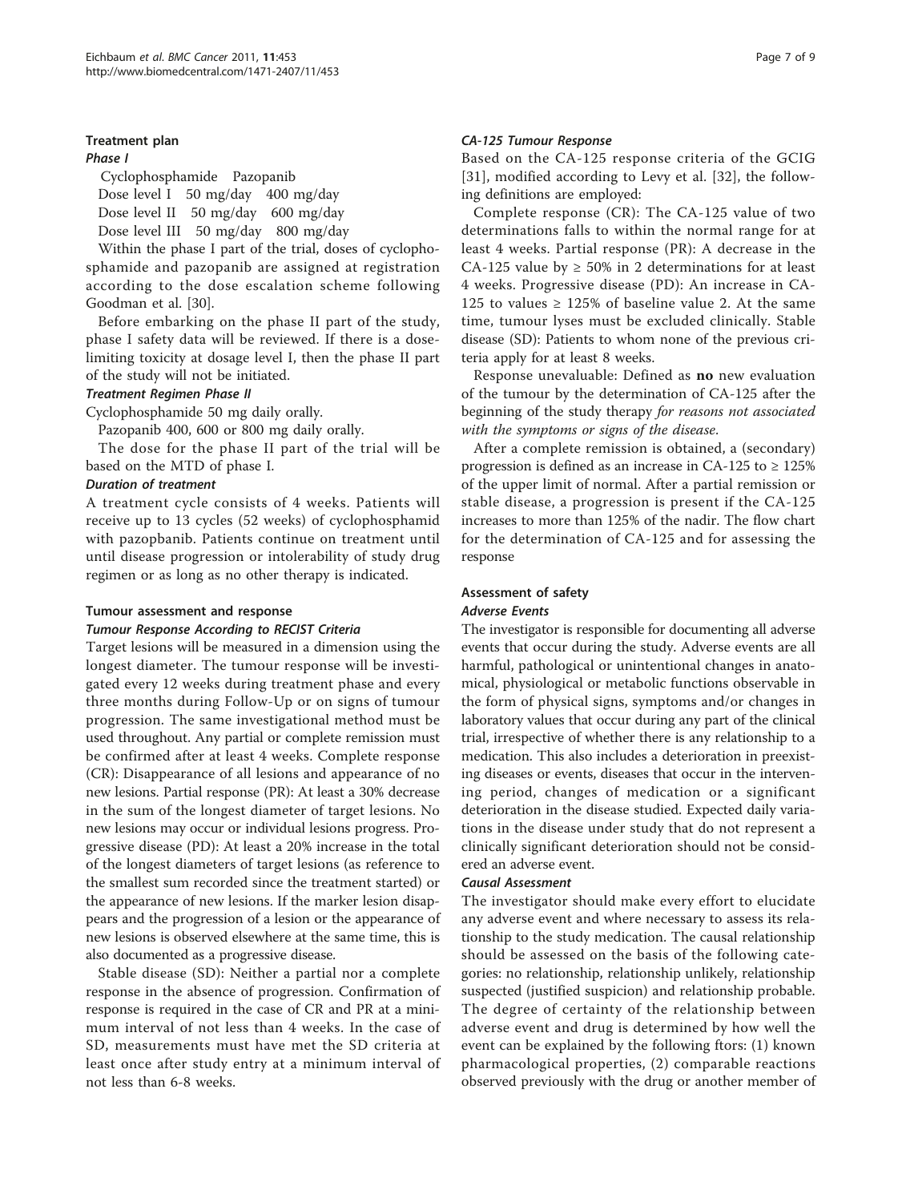## Treatment plan

### Phase I

| | Cyclophosphamide | Pazopanib |
|---|---|---|
| Dose level I | 50 mg/day | 400 mg/day |
| Dose level II | 50 mg/day | 600 mg/day |
| Dose level III | 50 mg/day | 800 mg/day |

Within the phase I part of the trial, doses of cyclophosphamide and pazopanib are assigned at registration according to the dose escalation scheme following Goodman et al. [30].

Before embarking on the phase II part of the study, phase I safety data will be reviewed. If there is a dose-limiting toxicity at dosage level I, then the phase II part of the study will not be initiated.

### Treatment Regimen Phase II

Cyclophosphamide 50 mg daily orally.

Pazopanib 400, 600 or 800 mg daily orally.

The dose for the phase II part of the trial will be based on the MTD of phase I.

### Duration of treatment

A treatment cycle consists of 4 weeks. Patients will receive up to 13 cycles (52 weeks) of cyclophosphamid with pazopbanib. Patients continue on treatment until until disease progression or intolerability of study drug regimen or as long as no other therapy is indicated.

## Tumour assessment and response

### Tumour Response According to RECIST Criteria

Target lesions will be measured in a dimension using the longest diameter. The tumour response will be investigated every 12 weeks during treatment phase and every three months during Follow-Up or on signs of tumour progression. The same investigational method must be used throughout. Any partial or complete remission must be confirmed after at least 4 weeks. Complete response (CR): Disappearance of all lesions and appearance of no new lesions. Partial response (PR): At least a 30% decrease in the sum of the longest diameter of target lesions. No new lesions may occur or individual lesions progress. Progressive disease (PD): At least a 20% increase in the total of the longest diameters of target lesions (as reference to the smallest sum recorded since the treatment started) or the appearance of new lesions. If the marker lesion disappears and the progression of a lesion or the appearance of new lesions is observed elsewhere at the same time, this is also documented as a progressive disease.

Stable disease (SD): Neither a partial nor a complete response in the absence of progression. Confirmation of response is required in the case of CR and PR at a minimum interval of not less than 4 weeks. In the case of SD, measurements must have met the SD criteria at least once after study entry at a minimum interval of not less than 6-8 weeks.

### CA-125 Tumour Response

Based on the CA-125 response criteria of the GCIG [31], modified according to Levy et al. [32], the following definitions are employed:

Complete response (CR): The CA-125 value of two determinations falls to within the normal range for at least 4 weeks. Partial response (PR): A decrease in the CA-125 value by ≥ 50% in 2 determinations for at least 4 weeks. Progressive disease (PD): An increase in CA-125 to values ≥ 125% of baseline value 2. At the same time, tumour lyses must be excluded clinically. Stable disease (SD): Patients to whom none of the previous criteria apply for at least 8 weeks.

Response unevaluable: Defined as **no** new evaluation of the tumour by the determination of CA-125 after the beginning of the study therapy *for reasons not associated with the symptoms or signs of the disease.*

After a complete remission is obtained, a (secondary) progression is defined as an increase in CA-125 to ≥ 125% of the upper limit of normal. After a partial remission or stable disease, a progression is present if the CA-125 increases to more than 125% of the nadir. The flow chart for the determination of CA-125 and for assessing the response

## Assessment of safety

### Adverse Events

The investigator is responsible for documenting all adverse events that occur during the study. Adverse events are all harmful, pathological or unintentional changes in anatomical, physiological or metabolic functions observable in the form of physical signs, symptoms and/or changes in laboratory values that occur during any part of the clinical trial, irrespective of whether there is any relationship to a medication. This also includes a deterioration in preexisting diseases or events, diseases that occur in the intervening period, changes of medication or a significant deterioration in the disease studied. Expected daily variations in the disease under study that do not represent a clinically significant deterioration should not be considered an adverse event.

### Causal Assessment

The investigator should make every effort to elucidate any adverse event and where necessary to assess its relationship to the study medication. The causal relationship should be assessed on the basis of the following categories: no relationship, relationship unlikely, relationship suspected (justified suspicion) and relationship probable. The degree of certainty of the relationship between adverse event and drug is determined by how well the event can be explained by the following ftors: (1) known pharmacological properties, (2) comparable reactions observed previously with the drug or another member of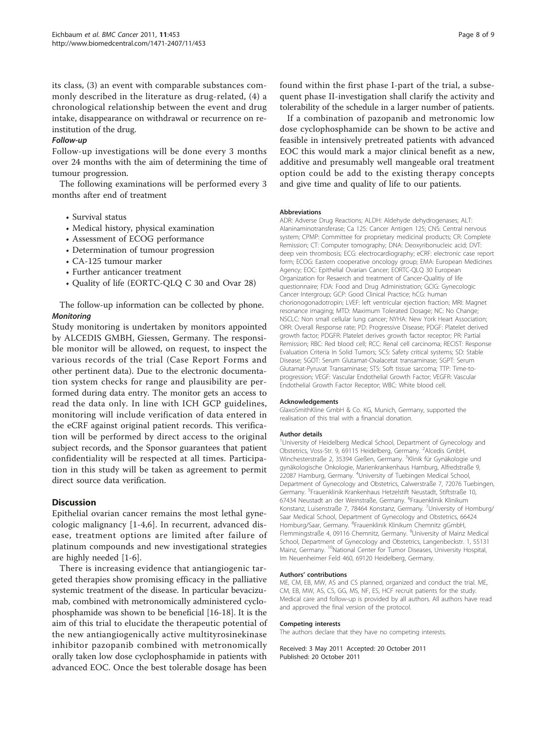its class, (3) an event with comparable substances commonly described in the literature as drug-related, (4) a chronological relationship between the event and drug intake, disappearance on withdrawal or recurrence on re-institution of the drug.

#### *Follow-up*

Follow-up investigations will be done every 3 months over 24 months with the aim of determining the time of tumour progression.

The following examinations will be performed every 3 months after end of treatment

- Survival status
- Medical history, physical examination
- Assessment of ECOG performance
- Determination of tumour progression
- CA-125 tumour marker
- Further anticancer treatment
- Quality of life (EORTC-QLQ C 30 and Ovar 28)

The follow-up information can be collected by phone.

#### *Monitoring*

Study monitoring is undertaken by monitors appointed by ALCEDIS GMBH, Giessen, Germany. The responsible monitor will be allowed, on request, to inspect the various records of the trial (Case Report Forms and other pertinent data). Due to the electronic documentation system checks for range and plausibility are performed during data entry. The monitor gets an access to read the data only. In line with ICH GCP guidelines, monitoring will include verification of data entered in the eCRF against original patient records. This verification will be performed by direct access to the original subject records, and the Sponsor guarantees that patient confidentiality will be respected at all times. Participation in this study will be taken as agreement to permit direct source data verification.

## Discussion

Epithelial ovarian cancer remains the most lethal gynecologic malignancy [1-4,6]. In recurrent, advanced disease, treatment options are limited after failure of platinum compounds and new investigational strategies are highly needed [1-6].

There is increasing evidence that antiangiogenic targeted therapies show promising efficacy in the palliative systemic treatment of the disease. In particular bevacizumab, combined with metronomically administered cyclophosphamide was shown to be beneficial [16-18]. It is the aim of this trial to elucidate the therapeutic potential of the new antiangiogenically active multityrosinekinase inhibitor pazopanib combined with metronomically orally taken low dose cyclophosphamide in patients with advanced EOC. Once the best tolerable dosage has been found within the first phase I-part of the trial, a subsequent phase II-investigation shall clarify the activity and tolerability of the schedule in a larger number of patients.

If a combination of pazopanib and metronomic low dose cyclophosphamide can be shown to be active and feasible in intensively pretreated patients with advanced EOC this would mark a major clinical benefit as a new, additive and presumably well mangeable oral treatment option could be add to the existing therapy concepts and give time and quality of life to our patients.

#### Abbreviations

ADR: Adverse Drug Reactions; ALDH: Aldehyde dehydrogenases; ALT: Alaninaminotransferase; Ca 125: Cancer Antigen 125; CNS: Central nervous system; CPMP: Committee for proprietary medicinal products; CR: Complete Remission; CT: Computer tomography; DNA: Deoxyribonucleic acid; DVT: deep vein thrombosis; ECG: electrocardiography; eCRF: electronic case report form; ECOG: Eastern cooperative oncology group; EMA: European Medicines Agency; EOC: Epithelial Ovarian Cancer; EORTC-QLQ 30 European Organization for Resaerch and treatment of Cancer-Qualitiy of life questionnaire; FDA: Food and Drug Administration; GCIG: Gynecologic Cancer Intergroup; GCP: Good Clinical Practice; hCG: human chorionogonadotropin; LVEF: left ventricular ejection fraction; MRI: Magnet resonance imaging; MTD: Maximum Tolerated Dosage; NC: No Change; NSCLC: Non small cellular lung cancer; NYHA: New York Heart Association; ORR: Overall Response rate; PD: Progressive Disease; PDGF: Platelet derived growth factor; PDGFR: Platelet derives growth factor receptor; PR: Partial Remission; RBC: Red blood cell; RCC: Renal cell carcinoma; RECIST: Response Evaluation Criteria In Solid Tumors; SCS: Safety critical systems; SD: Stable Disease; SGOT: Serum Glutamat-Oxalacetat transaminase; SGPT: Serum Glutamat-Pyruvat Transaminase; STS: Soft tissue sarcoma; TTP: Time-to-progression; VEGF: Vascular Endothelial Growth Factor; VEGFR: Vascular Endothelial Growth Factor Receptor; WBC: White blood cell.

#### Acknowledgements

GlaxoSmithKline GmbH & Co. KG, Munich, Germany, supported the realisation of this trial with a financial donation.

#### Author details

[1]University of Heidelberg Medical School, Department of Gynecology and Obstetrics, Voss-Str. 9, 69115 Heidelberg, Germany. [2]Alcedis GmbH, Winchesterstraße 2, 35394 Gießen, Germany. [3]Klinik für Gynäkologie und gynäkologische Onkologie, Marienkrankenhaus Hamburg, Alfredstraße 9, 22087 Hamburg, Germany. [4]University of Tuebingen Medical School, Department of Gynecology and Obstetrics, Calwerstraße 7, 72076 Tuebingen, Germany. [5]Frauenklinik Krankenhaus Hetzelstift Neustadt, Stiftstraße 10, 67434 Neustadt an der Weinstraße, Germany. [6]Frauenklinik Klinikum Konstanz, Luisenstraße 7, 78464 Konstanz, Germany. [7]University of Homburg/Saar Medical School, Department of Gynecology and Obstetrics, 66424 Homburg/Saar, Germany. [8]Frauenklinik Klinikum Chemnitz gGmbH, Flemmingstraße 4, 09116 Chemnitz, Germany. [9]University of Mainz Medical School, Department of Gynecology and Obstetrics, Langenbeckstr. 1, 55131 Mainz, Germany. [10]National Center for Tumor Diseases, University Hospital, Im Neuenheimer Feld 460, 69120 Heidelberg, Germany.

#### Authors' contributions

ME, CM, EB, MW, AS and CS planned, organized and conduct the trial. ME, CM, EB, MW, AS, CS, GG, MS, NF, ES, HCF recruit patients for the study. Medical care and follow-up is provided by all authors. All authors have read and approved the final version of the protocol.

#### Competing interests

The authors declare that they have no competing interests.

Received: 3 May 2011 Accepted: 20 October 2011
Published: 20 October 2011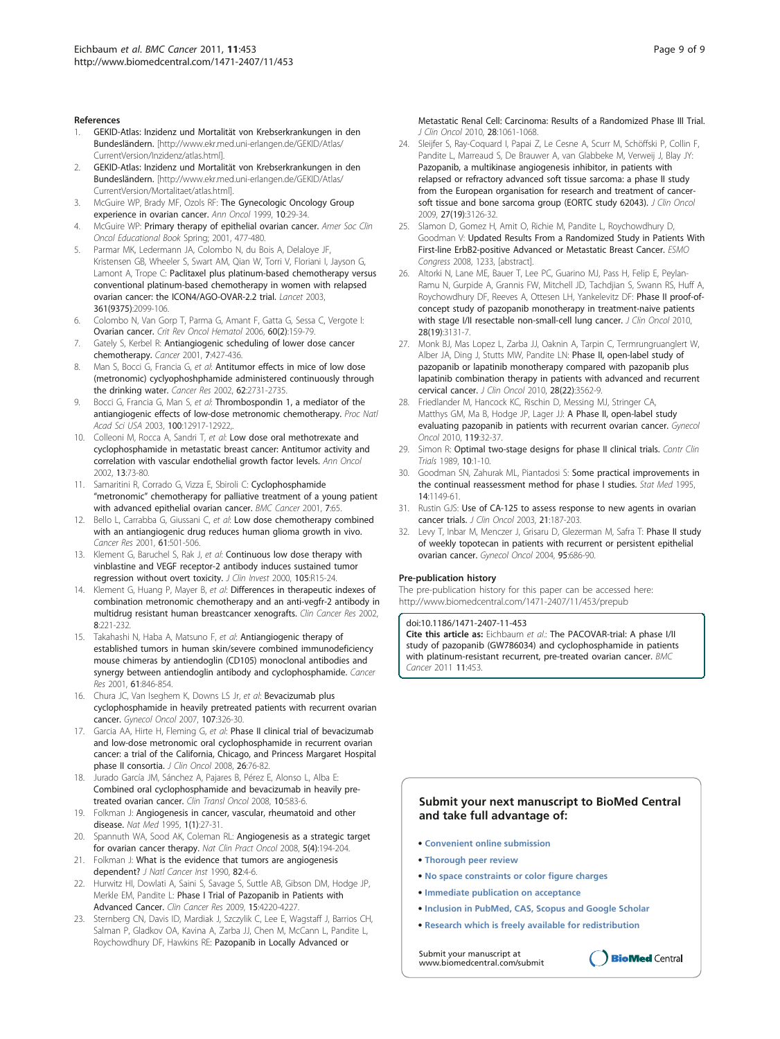## References

1. GEKID-Atlas: Inzidenz und Mortalität von Krebserkrankungen in den Bundesländern. [http://www.ekr.med.uni-erlangen.de/GEKID/Atlas/CurrentVersion/Inzidenz/atlas.html].
2. GEKID-Atlas: Inzidenz und Mortalität von Krebserkrankungen in den Bundesländern. [http://www.ekr.med.uni-erlangen.de/GEKID/Atlas/CurrentVersion/Mortalitaet/atlas.html].
3. McGuire WP, Brady MF, Ozols RF: **The Gynecologic Oncology Group experience in ovarian cancer.** *Ann Oncol* 1999, **10**:29-34.
4. McGuire WP: **Primary therapy of epithelial ovarian cancer.** *Amer Soc Clin Oncol Educational Book* Spring; 2001, 477-480.
5. Parmar MK, Ledermann JA, Colombo N, du Bois A, Delaloye JF, Kristensen GB, Wheeler S, Swart AM, Qian W, Torri V, Floriani I, Jayson G, Lamont A, Trope C: **Paclitaxel plus platinum-based chemotherapy versus conventional platinum-based chemotherapy in women with relapsed ovarian cancer: the ICON4/AGO-OVAR-2.2 trial.** *Lancet* 2003, **361(9375)**:2099-106.
6. Colombo N, Van Gorp T, Parma G, Amant F, Gatta G, Sessa C, Vergote I: **Ovarian cancer.** *Crit Rev Oncol Hematol* 2006, **60(2)**:159-79.
7. Gately S, Kerbel R: **Antiangiogenic scheduling of lower dose cancer chemotherapy.** *Cancer* 2001, **7**:427-436.
8. Man S, Bocci G, Francia G, *et al*: **Antitumor effects in mice of low dose (metronomic) cyclyophoshphamide administered continuously through the drinking water.** *Cancer Res* 2002, **62**:2731-2735.
9. Bocci G, Francia G, Man S, *et al*: **Thrombospondin 1, a mediator of the antiangiogenic effects of low-dose metronomic chemotherapy.** *Proc Natl Acad Sci USA* 2003, **100**:12917-12922,.
10. Colleoni M, Rocca A, Sandri T, *et al*: **Low dose oral methotrexate and cyclophosphamide in metastatic breast cancer: Antitumor activity and correlation with vascular endothelial growth factor levels.** *Ann Oncol* 2002, **13**:73-80.
11. Samaritini R, Corrado G, Vizza E, Sbiroli C: **Cyclophosphamide "metronomic" chemotherapy for palliative treatment of a young patient with advanced epithelial ovarian cancer.** *BMC Cancer* 2001, **7**:65.
12. Bello L, Carrabba G, Giussani C, *et al*: **Low dose chemotherapy combined with an antiangiogenic drug reduces human glioma growth in vivo.** *Cancer Res* 2001, **61**:501-506.
13. Klement G, Baruchel S, Rak J, *et al*: **Continuous low dose therapy with vinblastine and VEGF receptor-2 antibody induces sustained tumor regression without overt toxicity.** *J Clin Invest* 2000, **105**:R15-24.
14. Klement G, Huang P, Mayer B, *et al*: **Differences in therapeutic indexes of combination metronomic chemotherapy and an anti-vegfr-2 antibody in multidrug resistant human breastcancer xenografts.** *Clin Cancer Res* 2002, **8**:221-232.
15. Takahashi N, Haba A, Matsuno F, *et al*: **Antiangiogenic therapy of established tumors in human skin/severe combined immunodeficiency mouse chimeras by antiendoglin (CD105) monoclonal antibodies and synergy between antiendoglin antibody and cyclophosphamide.** *Cancer Res* 2001, **61**:846-854.
16. Chura JC, Van Iseghem K, Downs LS Jr, *et al*: **Bevacizumab plus cyclophosphamide in heavily pretreated patients with recurrent ovarian cancer.** *Gynecol Oncol* 2007, **107**:326-30.
17. Garcia AA, Hirte H, Fleming G, *et al*: **Phase II clinical trial of bevacizumab and low-dose metronomic oral cyclophosphamide in recurrent ovarian cancer: a trial of the California, Chicago, and Princess Margaret Hospital phase II consortia.** *J Clin Oncol* 2008, **26**:76-82.
18. Jurado García JM, Sánchez A, Pajares B, Pérez E, Alonso L, Alba E: **Combined oral cyclophosphamide and bevacizumab in heavily pre-treated ovarian cancer.** *Clin Transl Oncol* 2008, **10**:583-6.
19. Folkman J: **Angiogenesis in cancer, vascular, rheumatoid and other disease.** *Nat Med* 1995, **1(1)**:27-31.
20. Spannuth WA, Sood AK, Coleman RL: **Angiogenesis as a strategic target for ovarian cancer therapy.** *Nat Clin Pract Oncol* 2008, **5(4)**:194-204.
21. Folkman J: **What is the evidence that tumors are angiogenesis dependent?** *J Natl Cancer Inst* 1990, **82**:4-6.
22. Hurwitz HI, Dowlati A, Saini S, Savage S, Suttle AB, Gibson DM, Hodge JP, Merkle EM, Pandite L: **Phase I Trial of Pazopanib in Patients with Advanced Cancer.** *Clin Cancer Res* 2009, **15**:4220-4227.
23. Sternberg CN, Davis ID, Mardiak J, Szczylik C, Lee E, Wagstaff J, Barrios CH, Salman P, Gladkov OA, Kavina A, Zarba JJ, Chen M, McCann L, Pandite L, Roychowdhury DF, Hawkins RE: **Pazopanib in Locally Advanced or Metastatic Renal Cell: Carcinoma: Results of a Randomized Phase III Trial.** *J Clin Oncol* 2010, **28**:1061-1068.
24. Sleijfer S, Ray-Coquard I, Papai Z, Le Cesne A, Scurr M, Schöffski P, Collin F, Pandite L, Marreaud S, De Brauwer A, van Glabbeke M, Verweij J, Blay JY: **Pazopanib, a multikinase angiogenesis inhibitor, in patients with relapsed or refractory advanced soft tissue sarcoma: a phase II study from the European organisation for research and treatment of cancer-soft tissue and bone sarcoma group (EORTC study 62043).** *J Clin Oncol* 2009, **27(19)**:3126-32.
25. Slamon D, Gomez H, Amit O, Richie M, Pandite L, Roychowdhury D, Goodman V: **Updated Results From a Randomized Study in Patients With First-line ErbB2-positive Advanced or Metastatic Breast Cancer.** *ESMO Congress* 2008, 1233, [abstract].
26. Altorki N, Lane ME, Bauer T, Lee PC, Guarino MJ, Pass H, Felip E, Peylan-Ramu N, Gurpide A, Grannis FW, Mitchell JD, Tachdjian S, Swann RS, Huff A, Roychowdhury DF, Reeves A, Ottesen LH, Yankelevitz DF: **Phase II proof-of-concept study of pazopanib monotherapy in treatment-naive patients with stage I/II resectable non-small-cell lung cancer.** *J Clin Oncol* 2010, **28(19)**:3131-7.
27. Monk BJ, Mas Lopez L, Zarba JJ, Oaknin A, Tarpin C, Termrungruanglert W, Alber JA, Ding J, Stutts MW, Pandite LN: **Phase II, open-label study of pazopanib or lapatinib monotherapy compared with pazopanib plus lapatinib combination therapy in patients with advanced and recurrent cervical cancer.** *J Clin Oncol* 2010, **28(22)**:3562-9.
28. Friedlander M, Hancock KC, Rischin D, Messing MJ, Stringer CA, Matthys GM, Ma B, Hodge JP, Lager JJ: **A Phase II, open-label study evaluating pazopanib in patients with recurrent ovarian cancer.** *Gynecol Oncol* 2010, **119**:32-37.
29. Simon R: **Optimal two-stage designs for phase II clinical trials.** *Contr Clin Trials* 1989, **10**:1-10.
30. Goodman SN, Zahurak ML, Piantadosi S: **Some practical improvements in the continual reassessment method for phase I studies.** *Stat Med* 1995, **14**:1149-61.
31. Rustin GJS: **Use of CA-125 to assess response to new agents in ovarian cancer trials.** *J Clin Oncol* 2003, **21**:187-203.
32. Levy T, Inbar M, Menczer J, Grisaru D, Glezerman M, Safra T: **Phase II study of weekly topotecan in patients with recurrent or persistent epithelial ovarian cancer.** *Gynecol Oncol* 2004, **95**:686-90.

### Pre-publication history

The pre-publication history for this paper can be accessed here:
http://www.biomedcentral.com/1471-2407/11/453/prepub

doi:10.1186/1471-2407-11-453

**Cite this article as:** Eichbaum *et al.*: The PACOVAR-trial: A phase I/II study of pazopanib (GW786034) and cyclophosphamide in patients with platinum-resistant recurrent, pre-treated ovarian cancer. *BMC Cancer* 2011 **11**:453.

**Submit your next manuscript to BioMed Central and take full advantage of:**

- Convenient online submission
- Thorough peer review
- No space constraints or color figure charges
- Immediate publication on acceptance
- Inclusion in PubMed, CAS, Scopus and Google Scholar
- Research which is freely available for redistribution

Submit your manuscript at
www.biomedcentral.com/submit

BioMed Central